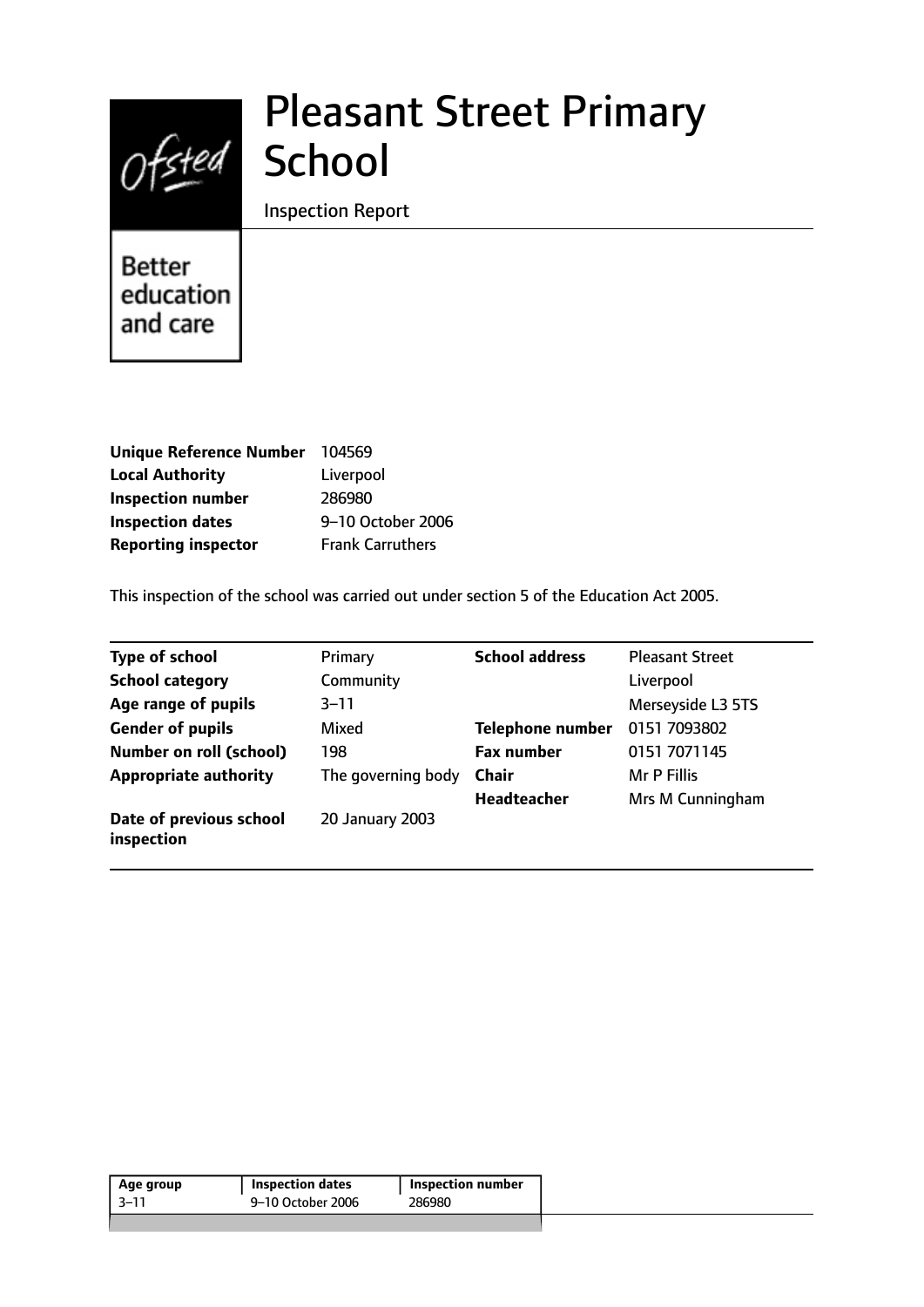# Pleasant Street Primary School

Inspection Report

Better education and care

| | |
|---|---|
| **Unique Reference Number** | 104569 |
| **Local Authority** | Liverpool |
| **Inspection number** | 286980 |
| **Inspection dates** | 9–10 October 2006 |
| **Reporting inspector** | Frank Carruthers |

This inspection of the school was carried out under section 5 of the Education Act 2005.

| | | | |
|---|---|---|---|
| **Type of school** | Primary | **School address** | Pleasant Street |
| **School category** | Community | | Liverpool |
| **Age range of pupils** | 3–11 | | Merseyside L3 5TS |
| **Gender of pupils** | Mixed | **Telephone number** | 0151 7093802 |
| **Number on roll (school)** | 198 | **Fax number** | 0151 7071145 |
| **Appropriate authority** | The governing body | **Chair** | Mr P Fillis |
| | | **Headteacher** | Mrs M Cunningham |
| **Date of previous school inspection** | 20 January 2003 | | |

| Age group | Inspection dates | Inspection number |
|---|---|---|
| 3–11 | 9–10 October 2006 | 286980 |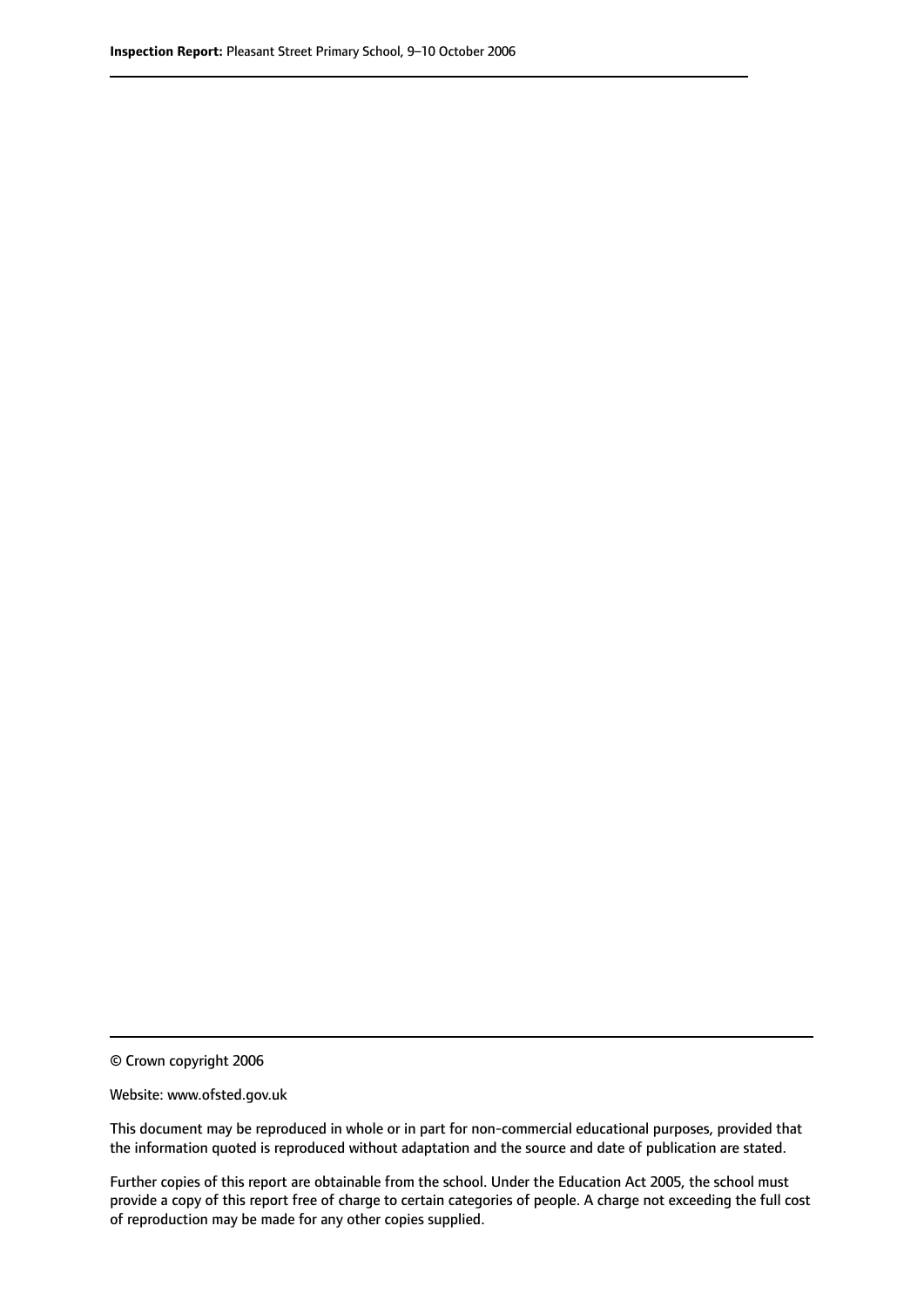© Crown copyright 2006

Website: www.ofsted.gov.uk

This document may be reproduced in whole or in part for non-commercial educational purposes, provided that the information quoted is reproduced without adaptation and the source and date of publication are stated.

Further copies of this report are obtainable from the school. Under the Education Act 2005, the school must provide a copy of this report free of charge to certain categories of people. A charge not exceeding the full cost of reproduction may be made for any other copies supplied.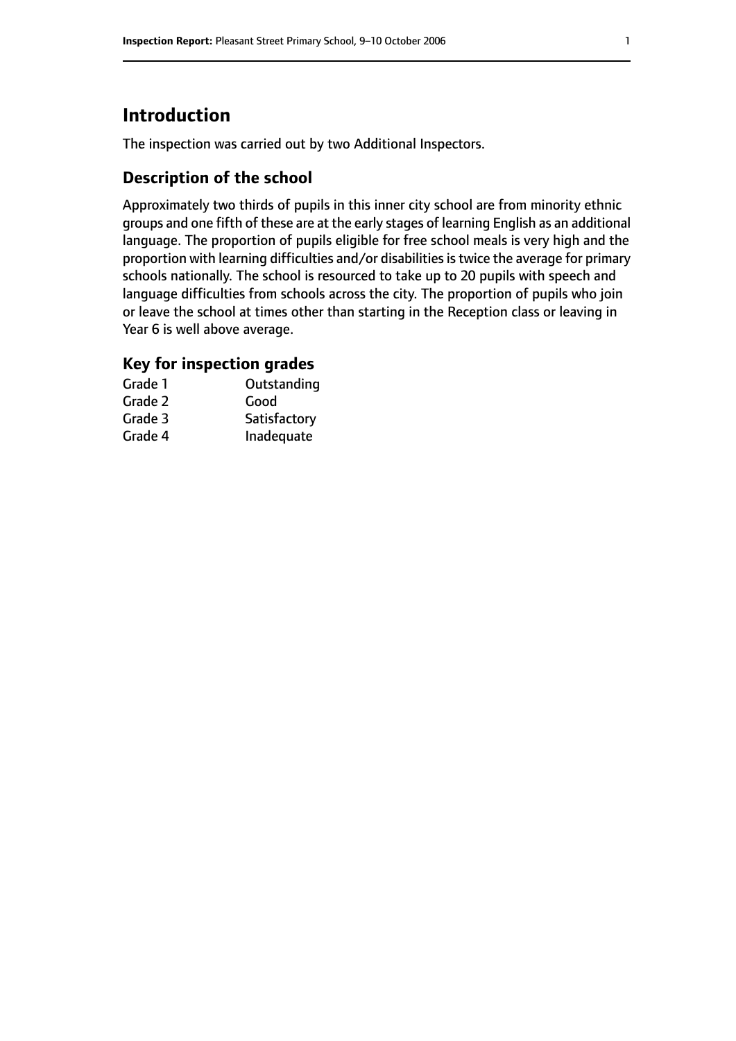## Introduction

The inspection was carried out by two Additional Inspectors.

### Description of the school

Approximately two thirds of pupils in this inner city school are from minority ethnic groups and one fifth of these are at the early stages of learning English as an additional language. The proportion of pupils eligible for free school meals is very high and the proportion with learning difficulties and/or disabilities is twice the average for primary schools nationally. The school is resourced to take up to 20 pupils with speech and language difficulties from schools across the city. The proportion of pupils who join or leave the school at times other than starting in the Reception class or leaving in Year 6 is well above average.

### Key for inspection grades

| | |
|---|---|
| Grade 1 | Outstanding |
| Grade 2 | Good |
| Grade 3 | Satisfactory |
| Grade 4 | Inadequate |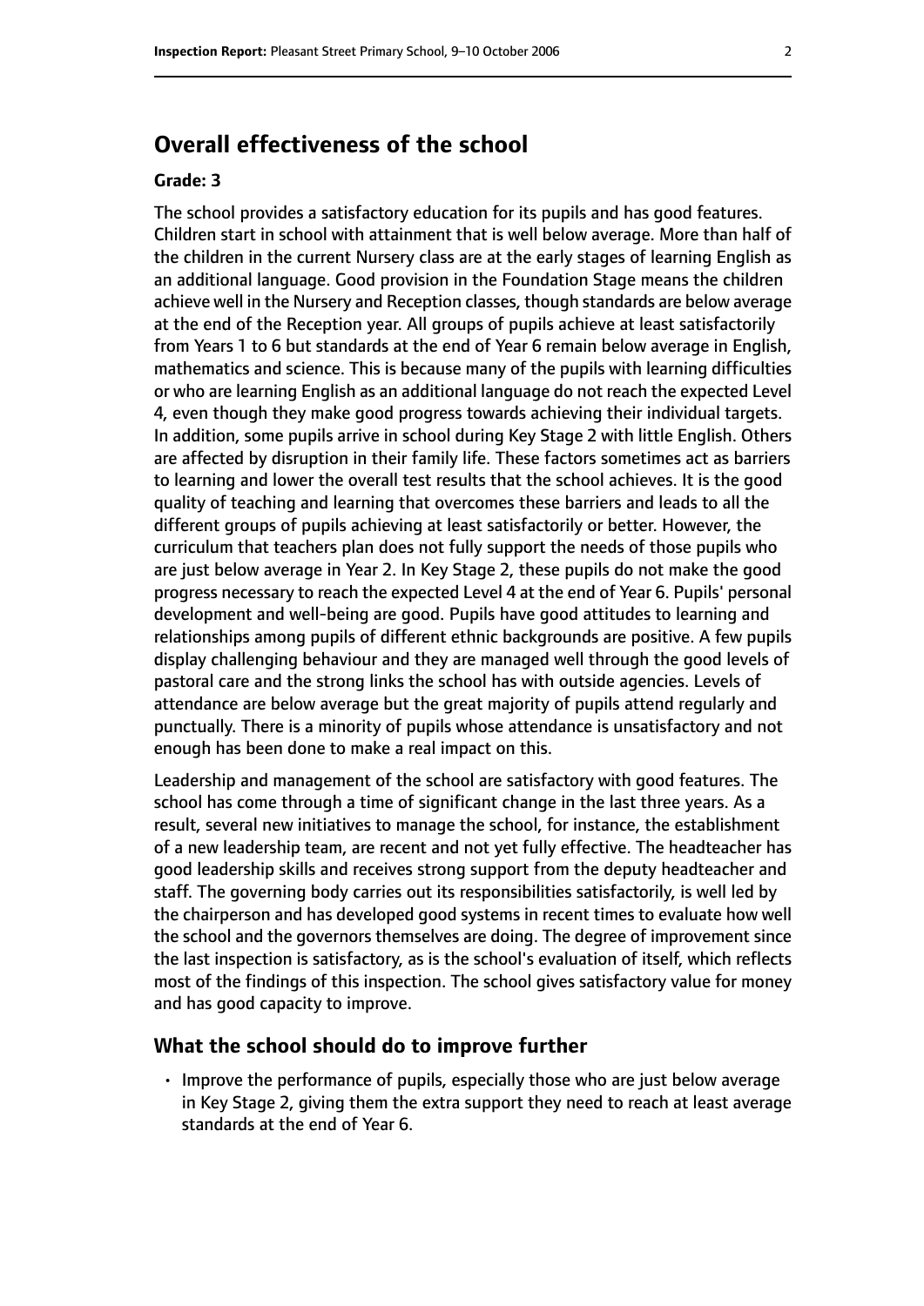## Overall effectiveness of the school

### Grade: 3

The school provides a satisfactory education for its pupils and has good features. Children start in school with attainment that is well below average. More than half of the children in the current Nursery class are at the early stages of learning English as an additional language. Good provision in the Foundation Stage means the children achieve well in the Nursery and Reception classes, though standards are below average at the end of the Reception year. All groups of pupils achieve at least satisfactorily from Years 1 to 6 but standards at the end of Year 6 remain below average in English, mathematics and science. This is because many of the pupils with learning difficulties or who are learning English as an additional language do not reach the expected Level 4, even though they make good progress towards achieving their individual targets. In addition, some pupils arrive in school during Key Stage 2 with little English. Others are affected by disruption in their family life. These factors sometimes act as barriers to learning and lower the overall test results that the school achieves. It is the good quality of teaching and learning that overcomes these barriers and leads to all the different groups of pupils achieving at least satisfactorily or better. However, the curriculum that teachers plan does not fully support the needs of those pupils who are just below average in Year 2. In Key Stage 2, these pupils do not make the good progress necessary to reach the expected Level 4 at the end of Year 6. Pupils' personal development and well-being are good. Pupils have good attitudes to learning and relationships among pupils of different ethnic backgrounds are positive. A few pupils display challenging behaviour and they are managed well through the good levels of pastoral care and the strong links the school has with outside agencies. Levels of attendance are below average but the great majority of pupils attend regularly and punctually. There is a minority of pupils whose attendance is unsatisfactory and not enough has been done to make a real impact on this.

Leadership and management of the school are satisfactory with good features. The school has come through a time of significant change in the last three years. As a result, several new initiatives to manage the school, for instance, the establishment of a new leadership team, are recent and not yet fully effective. The headteacher has good leadership skills and receives strong support from the deputy headteacher and staff. The governing body carries out its responsibilities satisfactorily, is well led by the chairperson and has developed good systems in recent times to evaluate how well the school and the governors themselves are doing. The degree of improvement since the last inspection is satisfactory, as is the school's evaluation of itself, which reflects most of the findings of this inspection. The school gives satisfactory value for money and has good capacity to improve.

## What the school should do to improve further

- Improve the performance of pupils, especially those who are just below average in Key Stage 2, giving them the extra support they need to reach at least average standards at the end of Year 6.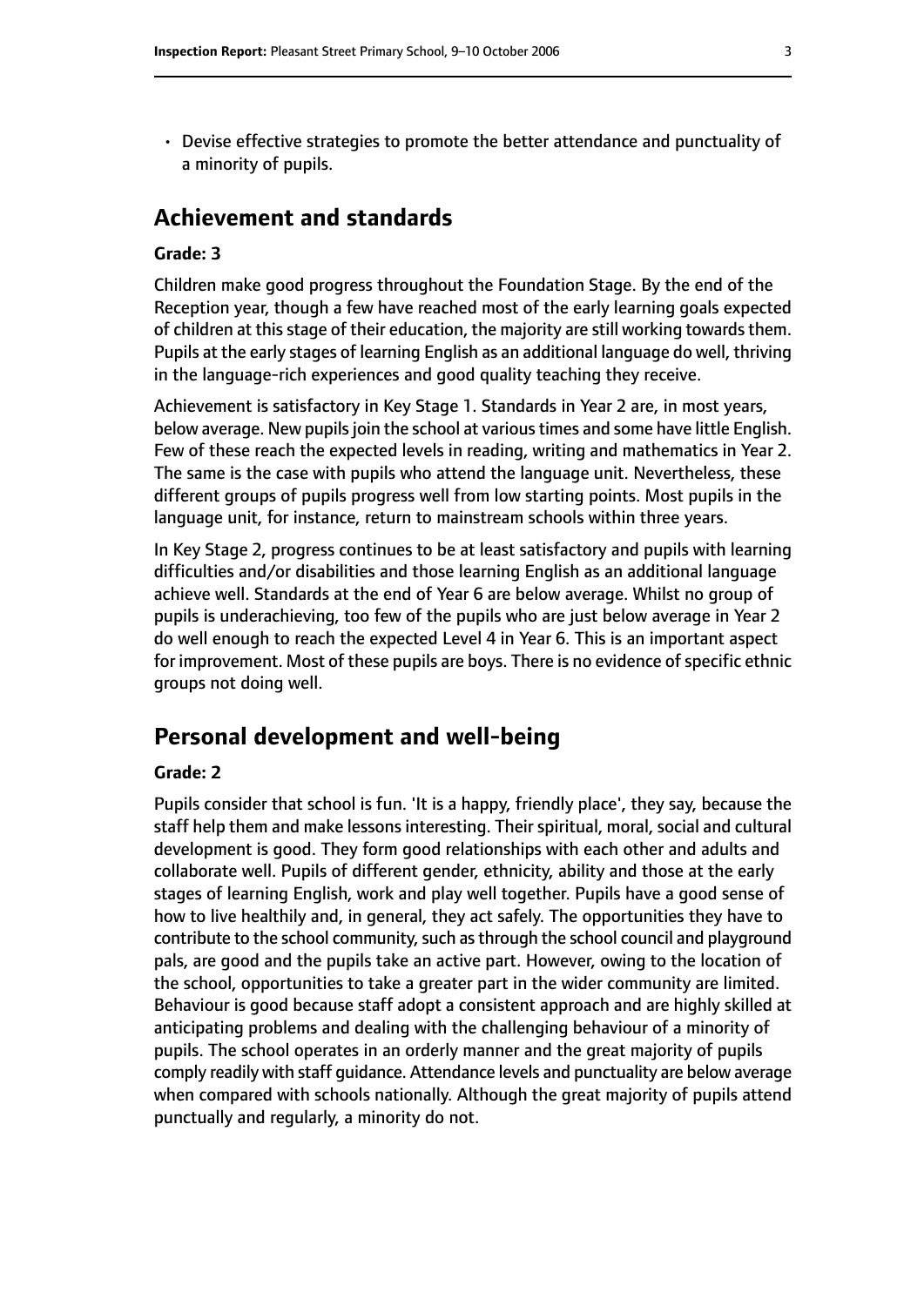- Devise effective strategies to promote the better attendance and punctuality of a minority of pupils.

## Achievement and standards

**Grade: 3**

Children make good progress throughout the Foundation Stage. By the end of the Reception year, though a few have reached most of the early learning goals expected of children at this stage of their education, the majority are still working towards them. Pupils at the early stages of learning English as an additional language do well, thriving in the language-rich experiences and good quality teaching they receive.

Achievement is satisfactory in Key Stage 1. Standards in Year 2 are, in most years, below average. New pupils join the school at various times and some have little English. Few of these reach the expected levels in reading, writing and mathematics in Year 2. The same is the case with pupils who attend the language unit. Nevertheless, these different groups of pupils progress well from low starting points. Most pupils in the language unit, for instance, return to mainstream schools within three years.

In Key Stage 2, progress continues to be at least satisfactory and pupils with learning difficulties and/or disabilities and those learning English as an additional language achieve well. Standards at the end of Year 6 are below average. Whilst no group of pupils is underachieving, too few of the pupils who are just below average in Year 2 do well enough to reach the expected Level 4 in Year 6. This is an important aspect for improvement. Most of these pupils are boys. There is no evidence of specific ethnic groups not doing well.

## Personal development and well-being

**Grade: 2**

Pupils consider that school is fun. 'It is a happy, friendly place', they say, because the staff help them and make lessons interesting. Their spiritual, moral, social and cultural development is good. They form good relationships with each other and adults and collaborate well. Pupils of different gender, ethnicity, ability and those at the early stages of learning English, work and play well together. Pupils have a good sense of how to live healthily and, in general, they act safely. The opportunities they have to contribute to the school community, such as through the school council and playground pals, are good and the pupils take an active part. However, owing to the location of the school, opportunities to take a greater part in the wider community are limited. Behaviour is good because staff adopt a consistent approach and are highly skilled at anticipating problems and dealing with the challenging behaviour of a minority of pupils. The school operates in an orderly manner and the great majority of pupils comply readily with staff guidance. Attendance levels and punctuality are below average when compared with schools nationally. Although the great majority of pupils attend punctually and regularly, a minority do not.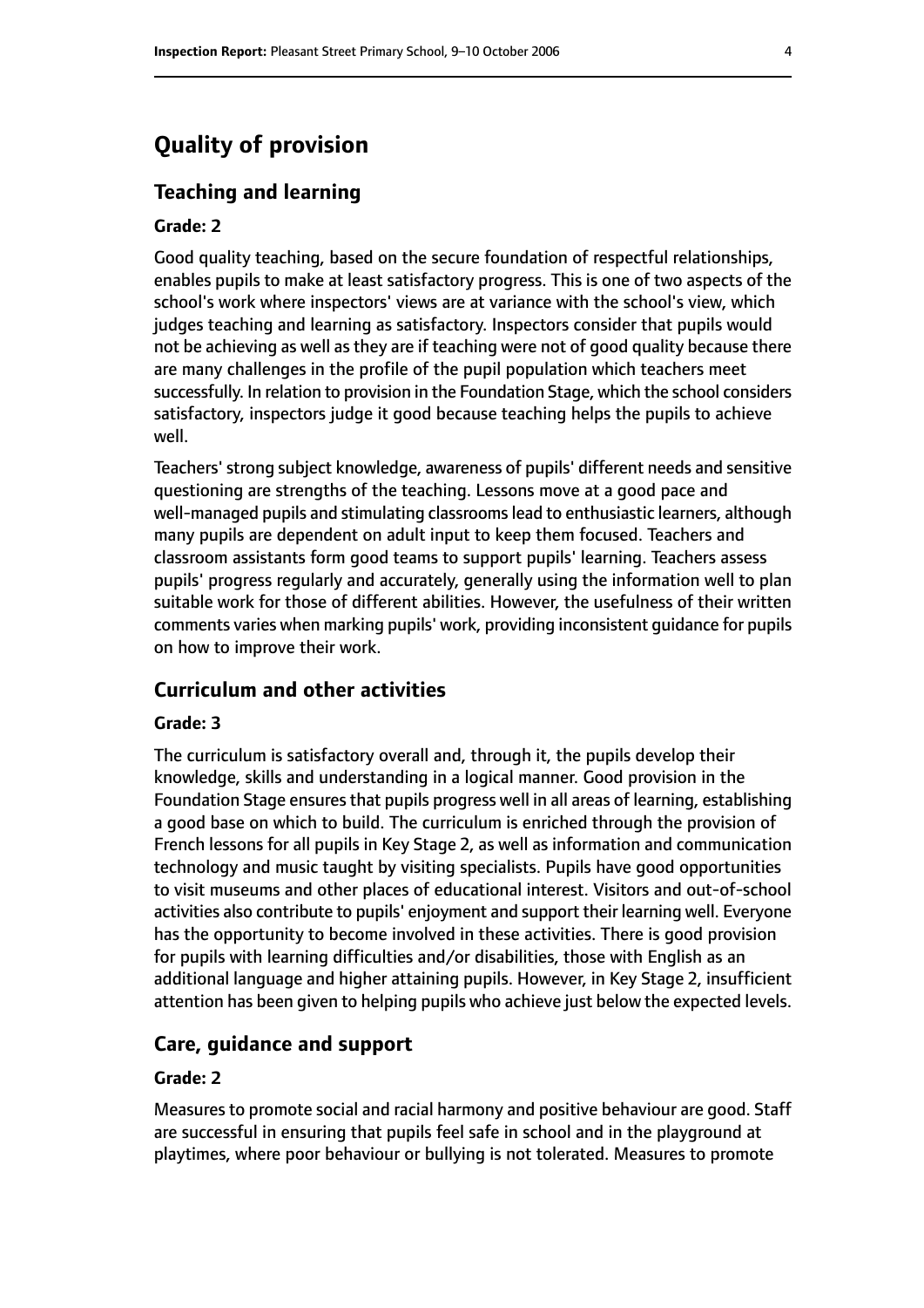## Quality of provision

### Teaching and learning

#### Grade: 2

Good quality teaching, based on the secure foundation of respectful relationships, enables pupils to make at least satisfactory progress. This is one of two aspects of the school's work where inspectors' views are at variance with the school's view, which judges teaching and learning as satisfactory. Inspectors consider that pupils would not be achieving as well as they are if teaching were not of good quality because there are many challenges in the profile of the pupil population which teachers meet successfully. In relation to provision in the Foundation Stage, which the school considers satisfactory, inspectors judge it good because teaching helps the pupils to achieve well.

Teachers' strong subject knowledge, awareness of pupils' different needs and sensitive questioning are strengths of the teaching. Lessons move at a good pace and well-managed pupils and stimulating classrooms lead to enthusiastic learners, although many pupils are dependent on adult input to keep them focused. Teachers and classroom assistants form good teams to support pupils' learning. Teachers assess pupils' progress regularly and accurately, generally using the information well to plan suitable work for those of different abilities. However, the usefulness of their written comments varies when marking pupils' work, providing inconsistent guidance for pupils on how to improve their work.

### Curriculum and other activities

#### Grade: 3

The curriculum is satisfactory overall and, through it, the pupils develop their knowledge, skills and understanding in a logical manner. Good provision in the Foundation Stage ensures that pupils progress well in all areas of learning, establishing a good base on which to build. The curriculum is enriched through the provision of French lessons for all pupils in Key Stage 2, as well as information and communication technology and music taught by visiting specialists. Pupils have good opportunities to visit museums and other places of educational interest. Visitors and out-of-school activities also contribute to pupils' enjoyment and support their learning well. Everyone has the opportunity to become involved in these activities. There is good provision for pupils with learning difficulties and/or disabilities, those with English as an additional language and higher attaining pupils. However, in Key Stage 2, insufficient attention has been given to helping pupils who achieve just below the expected levels.

### Care, guidance and support

#### Grade: 2

Measures to promote social and racial harmony and positive behaviour are good. Staff are successful in ensuring that pupils feel safe in school and in the playground at playtimes, where poor behaviour or bullying is not tolerated. Measures to promote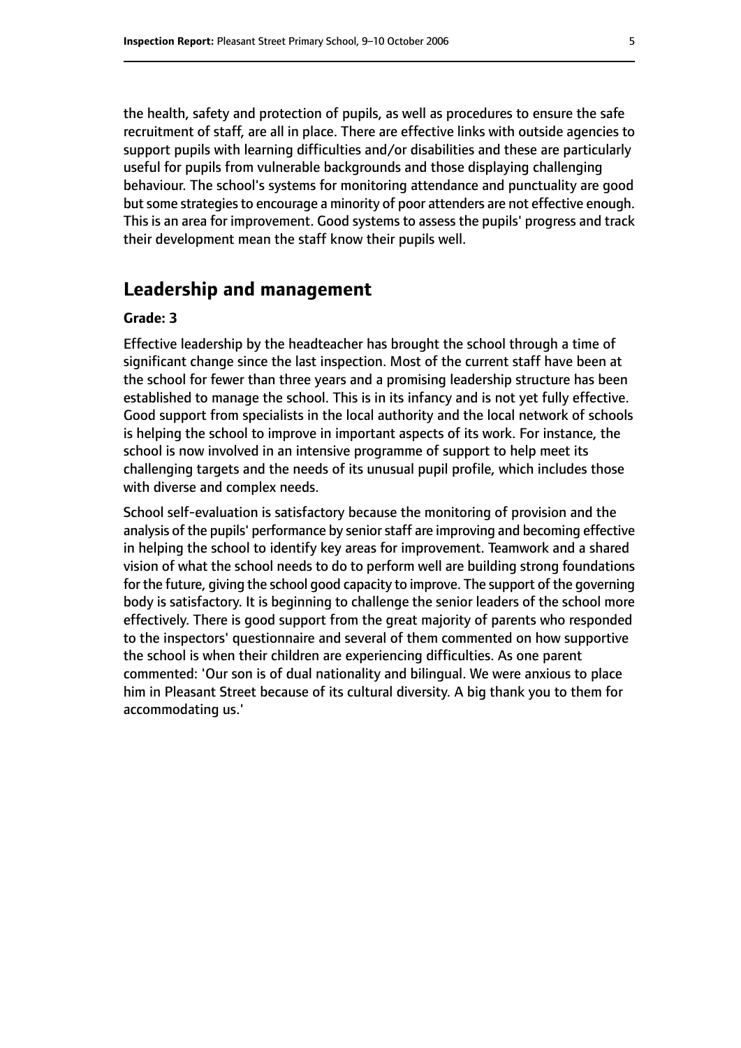the health, safety and protection of pupils, as well as procedures to ensure the safe recruitment of staff, are all in place. There are effective links with outside agencies to support pupils with learning difficulties and/or disabilities and these are particularly useful for pupils from vulnerable backgrounds and those displaying challenging behaviour. The school's systems for monitoring attendance and punctuality are good but some strategies to encourage a minority of poor attenders are not effective enough. This is an area for improvement. Good systems to assess the pupils' progress and track their development mean the staff know their pupils well.

## Leadership and management

**Grade: 3**

Effective leadership by the headteacher has brought the school through a time of significant change since the last inspection. Most of the current staff have been at the school for fewer than three years and a promising leadership structure has been established to manage the school. This is in its infancy and is not yet fully effective. Good support from specialists in the local authority and the local network of schools is helping the school to improve in important aspects of its work. For instance, the school is now involved in an intensive programme of support to help meet its challenging targets and the needs of its unusual pupil profile, which includes those with diverse and complex needs.

School self-evaluation is satisfactory because the monitoring of provision and the analysis of the pupils' performance by senior staff are improving and becoming effective in helping the school to identify key areas for improvement. Teamwork and a shared vision of what the school needs to do to perform well are building strong foundations for the future, giving the school good capacity to improve. The support of the governing body is satisfactory. It is beginning to challenge the senior leaders of the school more effectively. There is good support from the great majority of parents who responded to the inspectors' questionnaire and several of them commented on how supportive the school is when their children are experiencing difficulties. As one parent commented: 'Our son is of dual nationality and bilingual. We were anxious to place him in Pleasant Street because of its cultural diversity. A big thank you to them for accommodating us.'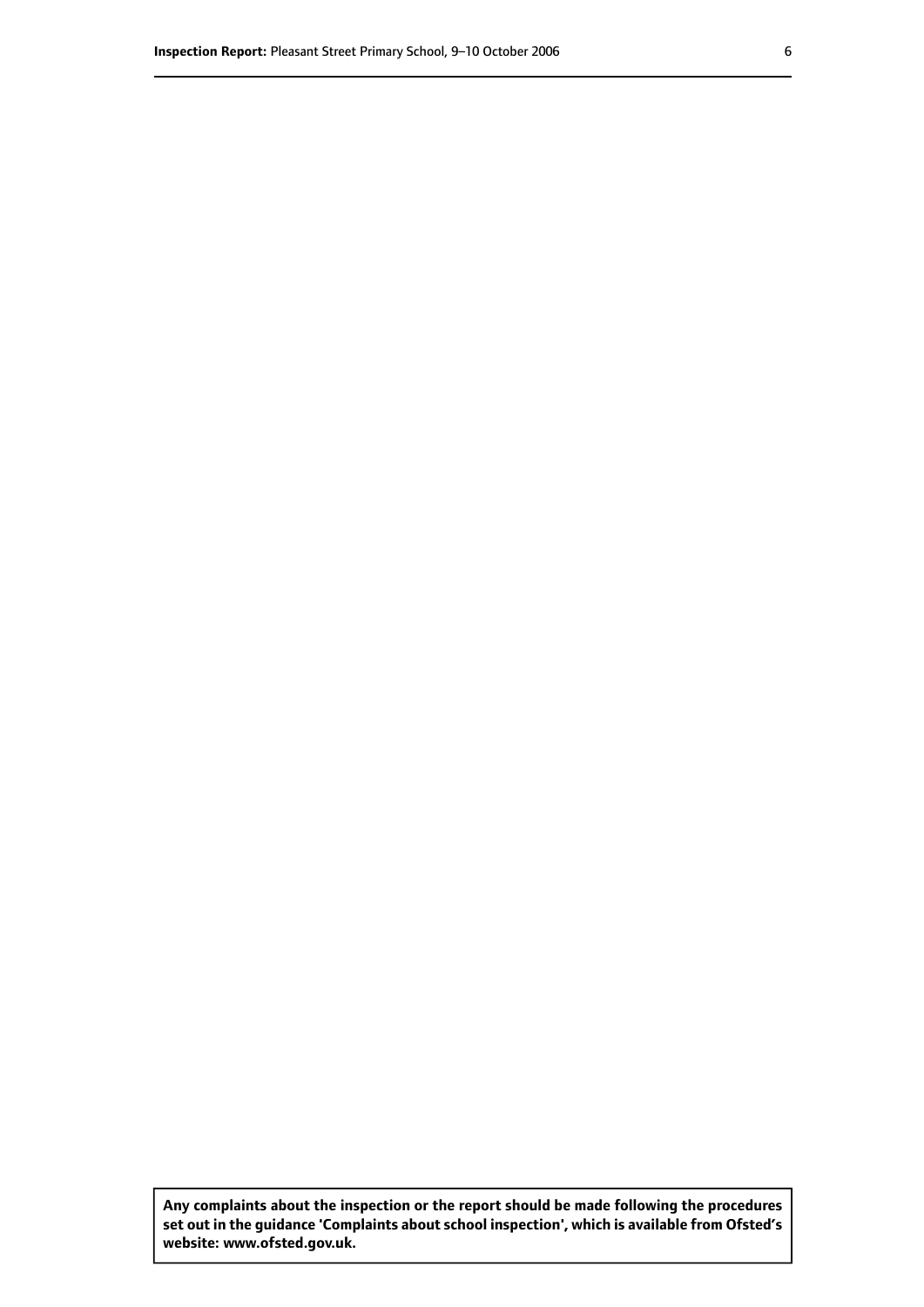**Any complaints about the inspection or the report should be made following the procedures set out in the guidance 'Complaints about school inspection', which is available from Ofsted's website: www.ofsted.gov.uk.**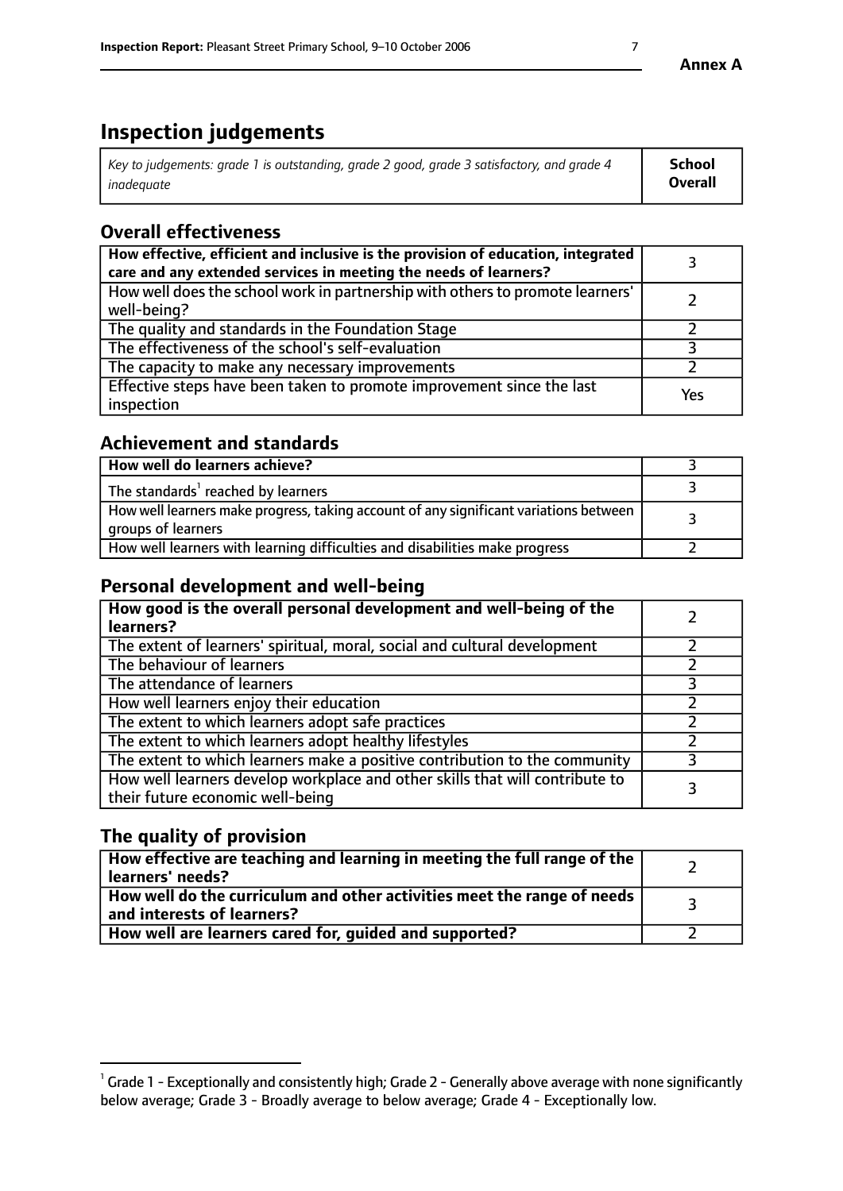# Inspection judgements

| *Key to judgements: grade 1 is outstanding, grade 2 good, grade 3 satisfactory, and grade 4 inadequate* | **School Overall** |
|---|---|

## Overall effectiveness

| | |
|---|---|
| **How effective, efficient and inclusive is the provision of education, integrated care and any extended services in meeting the needs of learners?** | 3 |
| How well does the school work in partnership with others to promote learners' well-being? | 2 |
| The quality and standards in the Foundation Stage | 2 |
| The effectiveness of the school's self-evaluation | 3 |
| The capacity to make any necessary improvements | 2 |
| Effective steps have been taken to promote improvement since the last inspection | Yes |

## Achievement and standards

| | |
|---|---|
| **How well do learners achieve?** | 3 |
| The standards[1] reached by learners | 3 |
| How well learners make progress, taking account of any significant variations between groups of learners | 3 |
| How well learners with learning difficulties and disabilities make progress | 2 |

## Personal development and well-being

| | |
|---|---|
| **How good is the overall personal development and well-being of the learners?** | 2 |
| The extent of learners' spiritual, moral, social and cultural development | 2 |
| The behaviour of learners | 2 |
| The attendance of learners | 3 |
| How well learners enjoy their education | 2 |
| The extent to which learners adopt safe practices | 2 |
| The extent to which learners adopt healthy lifestyles | 2 |
| The extent to which learners make a positive contribution to the community | 3 |
| How well learners develop workplace and other skills that will contribute to their future economic well-being | 3 |

## The quality of provision

| | |
|---|---|
| **How effective are teaching and learning in meeting the full range of the learners' needs?** | 2 |
| **How well do the curriculum and other activities meet the range of needs and interests of learners?** | 3 |
| **How well are learners cared for, guided and supported?** | 2 |

[1] Grade 1 - Exceptionally and consistently high; Grade 2 - Generally above average with none significantly below average; Grade 3 - Broadly average to below average; Grade 4 - Exceptionally low.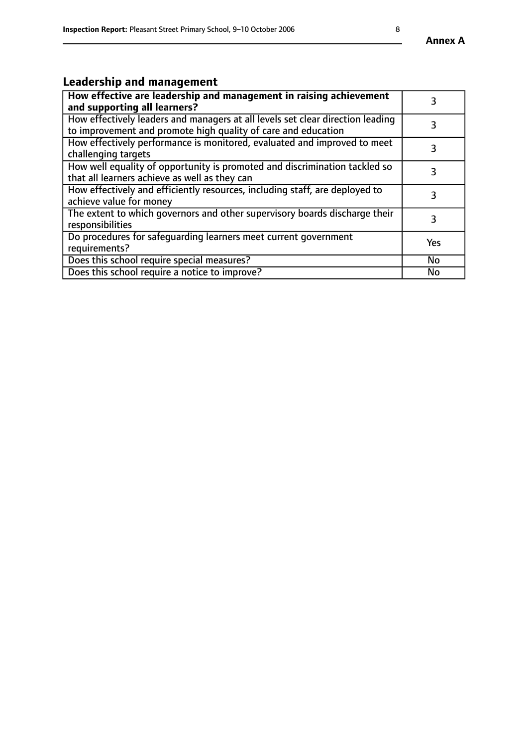## Leadership and management

| **How effective are leadership and management in raising achievement and supporting all learners?** | 3 |
|---|---|
| How effectively leaders and managers at all levels set clear direction leading to improvement and promote high quality of care and education | 3 |
| How effectively performance is monitored, evaluated and improved to meet challenging targets | 3 |
| How well equality of opportunity is promoted and discrimination tackled so that all learners achieve as well as they can | 3 |
| How effectively and efficiently resources, including staff, are deployed to achieve value for money | 3 |
| The extent to which governors and other supervisory boards discharge their responsibilities | 3 |
| Do procedures for safeguarding learners meet current government requirements? | Yes |
| Does this school require special measures? | No |
| Does this school require a notice to improve? | No |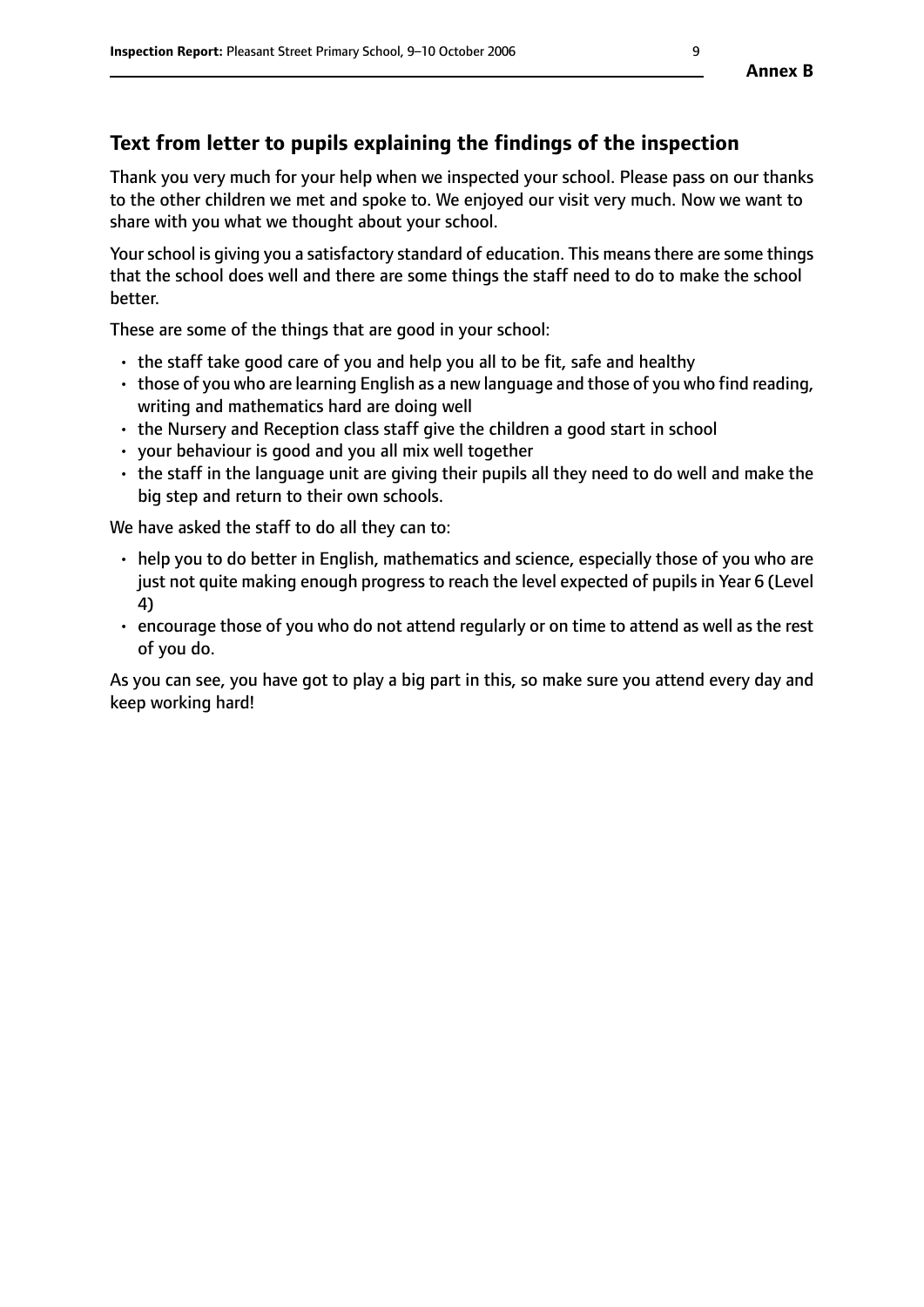## Text from letter to pupils explaining the findings of the inspection

Thank you very much for your help when we inspected your school. Please pass on our thanks to the other children we met and spoke to. We enjoyed our visit very much. Now we want to share with you what we thought about your school.

Your school is giving you a satisfactory standard of education. This means there are some things that the school does well and there are some things the staff need to do to make the school better.

These are some of the things that are good in your school:

- the staff take good care of you and help you all to be fit, safe and healthy
- those of you who are learning English as a new language and those of you who find reading, writing and mathematics hard are doing well
- the Nursery and Reception class staff give the children a good start in school
- your behaviour is good and you all mix well together
- the staff in the language unit are giving their pupils all they need to do well and make the big step and return to their own schools.

We have asked the staff to do all they can to:

- help you to do better in English, mathematics and science, especially those of you who are just not quite making enough progress to reach the level expected of pupils in Year 6 (Level 4)
- encourage those of you who do not attend regularly or on time to attend as well as the rest of you do.

As you can see, you have got to play a big part in this, so make sure you attend every day and keep working hard!